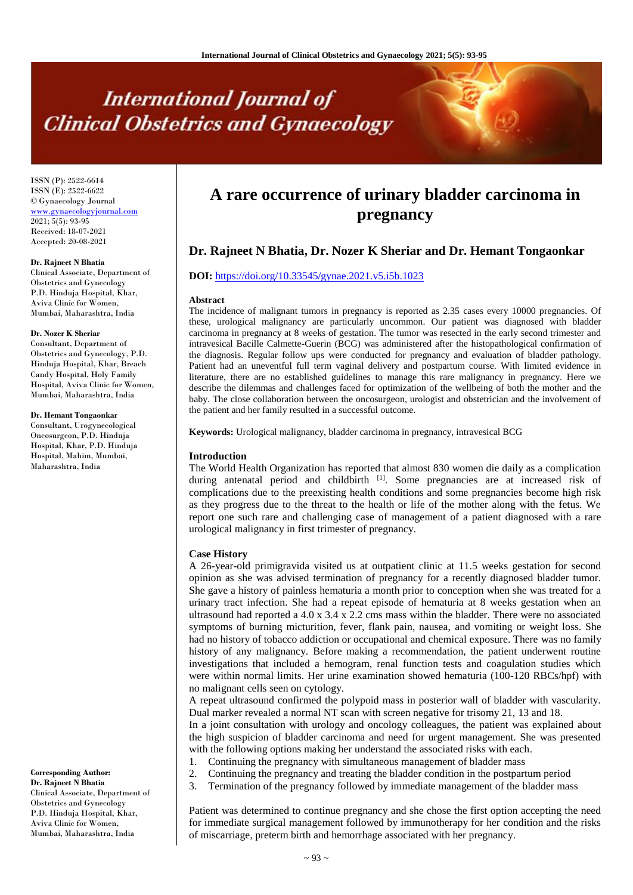# A rare occurrence of urinary bladder carcinoma in pregnancy

**Dr. Rajneet N Bhatia, Dr. Nozer K Sheriar and Dr. Hemant Tongaonkar**

**DOI:** https://doi.org/10.33545/gynae.2021.v5.i5b.1023

ISSN (P): 2522-6614
ISSN (E): 2522-6622
© Gynaecology Journal
www.gynaecologyjournal.com
2021; 5(5): 93-95
Received: 18-07-2021
Accepted: 20-08-2021

**Dr. Rajneet N Bhatia**
Clinical Associate, Department of Obstetrics and Gynecology P.D. Hinduja Hospital, Khar, Aviva Clinic for Women, Mumbai, Maharashtra, India

**Dr. Nozer K Sheriar**
Consultant, Department of Obstetrics and Gynecology, P.D. Hinduja Hospital, Khar, Breach Candy Hospital, Holy Family Hospital, Aviva Clinic for Women, Mumbai, Maharashtra, India

**Dr. Hemant Tongaonkar**
Consultant, Urogynecological Oncosurgeon, P.D. Hinduja Hospital, Khar, P.D. Hinduja Hospital, Mahim, Mumbai, Maharashtra, India

**Corresponding Author:**
**Dr. Rajneet N Bhatia**
Clinical Associate, Department of Obstetrics and Gynecology P.D. Hinduja Hospital, Khar, Aviva Clinic for Women, Mumbai, Maharashtra, India

### Abstract

The incidence of malignant tumors in pregnancy is reported as 2.35 cases every 10000 pregnancies. Of these, urological malignancy are particularly uncommon. Our patient was diagnosed with bladder carcinoma in pregnancy at 8 weeks of gestation. The tumor was resected in the early second trimester and intravesical Bacille Calmette-Guerin (BCG) was administered after the histopathological confirmation of the diagnosis. Regular follow ups were conducted for pregnancy and evaluation of bladder pathology. Patient had an uneventful full term vaginal delivery and postpartum course. With limited evidence in literature, there are no established guidelines to manage this rare malignancy in pregnancy. Here we describe the dilemmas and challenges faced for optimization of the wellbeing of both the mother and the baby. The close collaboration between the oncosurgeon, urologist and obstetrician and the involvement of the patient and her family resulted in a successful outcome.

**Keywords:** Urological malignancy, bladder carcinoma in pregnancy, intravesical BCG

### Introduction

The World Health Organization has reported that almost 830 women die daily as a complication during antenatal period and childbirth [1]. Some pregnancies are at increased risk of complications due to the preexisting health conditions and some pregnancies become high risk as they progress due to the threat to the health or life of the mother along with the fetus. We report one such rare and challenging case of management of a patient diagnosed with a rare urological malignancy in first trimester of pregnancy.

### Case History

A 26-year-old primigravida visited us at outpatient clinic at 11.5 weeks gestation for second opinion as she was advised termination of pregnancy for a recently diagnosed bladder tumor. She gave a history of painless hematuria a month prior to conception when she was treated for a urinary tract infection. She had a repeat episode of hematuria at 8 weeks gestation when an ultrasound had reported a 4.0 x 3.4 x 2.2 cms mass within the bladder. There were no associated symptoms of burning micturition, fever, flank pain, nausea, and vomiting or weight loss. She had no history of tobacco addiction or occupational and chemical exposure. There was no family history of any malignancy. Before making a recommendation, the patient underwent routine investigations that included a hemogram, renal function tests and coagulation studies which were within normal limits. Her urine examination showed hematuria (100-120 RBCs/hpf) with no malignant cells seen on cytology.

A repeat ultrasound confirmed the polypoid mass in posterior wall of bladder with vascularity. Dual marker revealed a normal NT scan with screen negative for trisomy 21, 13 and 18.

In a joint consultation with urology and oncology colleagues, the patient was explained about the high suspicion of bladder carcinoma and need for urgent management. She was presented with the following options making her understand the associated risks with each.

1. Continuing the pregnancy with simultaneous management of bladder mass
2. Continuing the pregnancy and treating the bladder condition in the postpartum period
3. Termination of the pregnancy followed by immediate management of the bladder mass

Patient was determined to continue pregnancy and she chose the first option accepting the need for immediate surgical management followed by immunotherapy for her condition and the risks of miscarriage, preterm birth and hemorrhage associated with her pregnancy.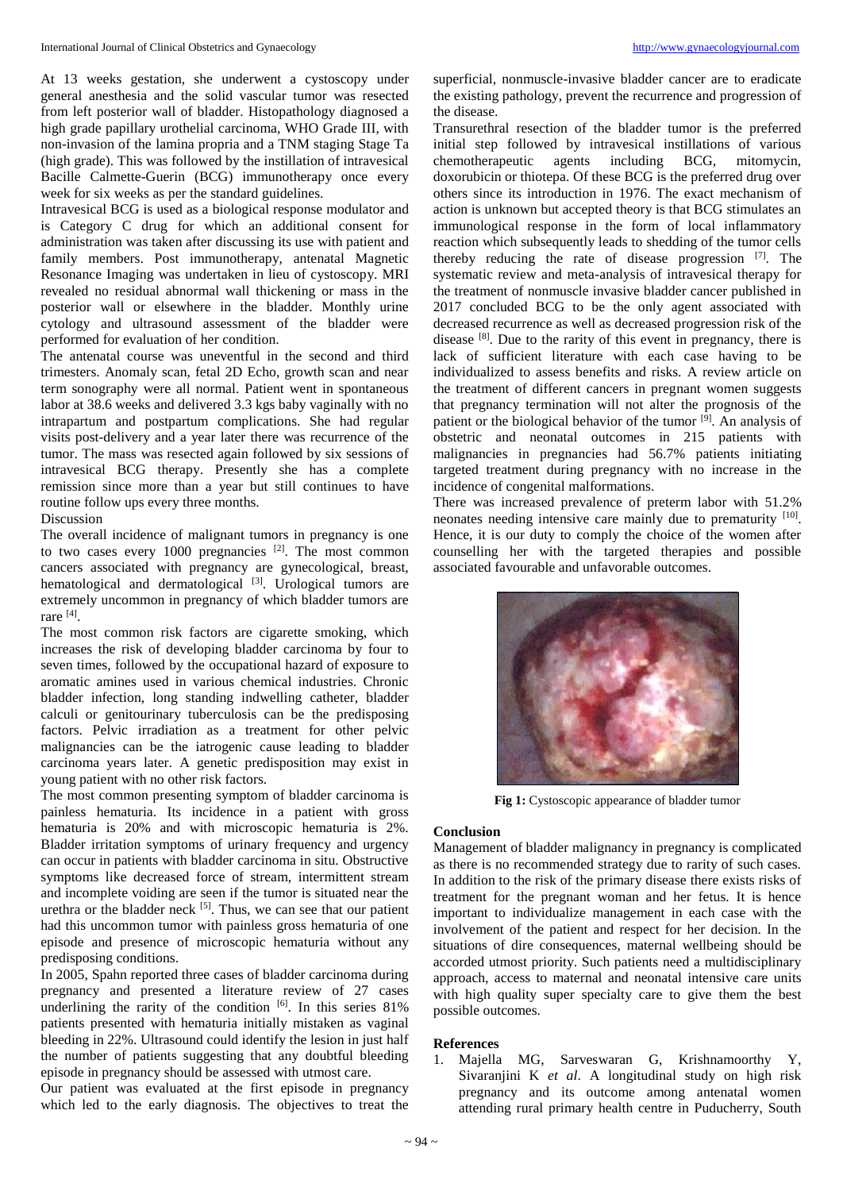At 13 weeks gestation, she underwent a cystoscopy under general anesthesia and the solid vascular tumor was resected from left posterior wall of bladder. Histopathology diagnosed a high grade papillary urothelial carcinoma, WHO Grade III, with non-invasion of the lamina propria and a TNM staging Stage Ta (high grade). This was followed by the institution of intravesical Bacille Calmette-Guerin (BCG) immunotherapy once every week for six weeks as per the standard guidelines.

Intravesical BCG is used as a biological response modulator and is Category C drug for which an additional consent for administration was taken after discussing its use with patient and family members. Post immunotherapy, antenatal Magnetic Resonance Imaging was undertaken in lieu of cystoscopy. MRI revealed no residual abnormal wall thickening or mass in the posterior wall or elsewhere in the bladder. Monthly urine cytology and ultrasound assessment of the bladder were performed for evaluation of her condition.

The antenatal course was uneventful in the second and third trimesters. Anomaly scan, fetal 2D Echo, growth scan and near term sonography were all normal. Patient went in spontaneous labor at 38.6 weeks and delivered 3.3 kgs baby vaginally with no intrapartum and postpartum complications. She had regular visits post-delivery and a year later there was recurrence of the tumor. The mass was resected again followed by six sessions of intravesical BCG therapy. Presently she has a complete remission since more than a year but still continues to have routine follow ups every three months.

## Discussion

The overall incidence of malignant tumors in pregnancy is one to two cases every 1000 pregnancies [2]. The most common cancers associated with pregnancy are gynecological, breast, hematological and dermatological [3]. Urological tumors are extremely uncommon in pregnancy of which bladder tumors are rare [4].

The most common risk factors are cigarette smoking, which increases the risk of developing bladder carcinoma by four to seven times, followed by the occupational hazard of exposure to aromatic amines used in various chemical industries. Chronic bladder infection, long standing indwelling catheter, bladder calculi or genitourinary tuberculosis can be the predisposing factors. Pelvic irradiation as a treatment for other pelvic malignancies can be the iatrogenic cause leading to bladder carcinoma years later. A genetic predisposition may exist in young patient with no other risk factors.

The most common presenting symptom of bladder carcinoma is painless hematuria. Its incidence in a patient with gross hematuria is 20% and with microscopic hematuria is 2%. Bladder irritation symptoms of urinary frequency and urgency can occur in patients with bladder carcinoma in situ. Obstructive symptoms like decreased force of stream, intermittent stream and incomplete voiding are seen if the tumor is situated near the urethra or the bladder neck [5]. Thus, we can see that our patient had this uncommon tumor with painless gross hematuria of one episode and presence of microscopic hematuria without any predisposing conditions.

In 2005, Spahn reported three cases of bladder carcinoma during pregnancy and presented a literature review of 27 cases underlining the rarity of the condition [6]. In this series 81% patients presented with hematuria initially mistaken as vaginal bleeding in 22%. Ultrasound could identify the lesion in just half the number of patients suggesting that any doubtful bleeding episode in pregnancy should be assessed with utmost care.

Our patient was evaluated at the first episode in pregnancy which led to the early diagnosis. The objectives to treat the superficial, nonmuscle-invasive bladder cancer are to eradicate the existing pathology, prevent the recurrence and progression of the disease.

Transurethral resection of the bladder tumor is the preferred initial step followed by intravesical instillations of various chemotherapeutic agents including BCG, mitomycin, doxorubicin or thiotepa. Of these BCG is the preferred drug over others since its introduction in 1976. The exact mechanism of action is unknown but accepted theory is that BCG stimulates an immunological response in the form of local inflammatory reaction which subsequently leads to shedding of the tumor cells thereby reducing the rate of disease progression [7]. The systematic review and meta-analysis of intravesical therapy for the treatment of nonmuscle invasive bladder cancer published in 2017 concluded BCG to be the only agent associated with decreased recurrence as well as decreased progression risk of the disease [8]. Due to the rarity of this event in pregnancy, there is lack of sufficient literature with each case having to be individualized to assess benefits and risks. A review article on the treatment of different cancers in pregnant women suggests that pregnancy termination will not alter the prognosis of the patient or the biological behavior of the tumor [9]. An analysis of obstetric and neonatal outcomes in 215 patients with malignancies in pregnancies had 56.7% patients initiating targeted treatment during pregnancy with no increase in the incidence of congenital malformations.

There was increased prevalence of preterm labor with 51.2% neonates needing intensive care mainly due to prematurity [10]. Hence, it is our duty to comply the choice of the women after counselling her with the targeted therapies and possible associated favourable and unfavorable outcomes.

**Fig 1:** Cystoscopic appearance of bladder tumor

## Conclusion

Management of bladder malignancy in pregnancy is complicated as there is no recommended strategy due to rarity of such cases. In addition to the risk of the primary disease there exists risks of treatment for the pregnant woman and her fetus. It is hence important to individualize management in each case with the involvement of the patient and respect for her decision. In the situations of dire consequences, maternal wellbeing should be accorded utmost priority. Such patients need a multidisciplinary approach, access to maternal and neonatal intensive care units with high quality super specialty care to give them the best possible outcomes.

## References

1. Majella MG, Sarveswaran G, Krishnamoorthy Y, Sivaranjini K *et al*. A longitudinal study on high risk pregnancy and its outcome among antenatal women attending rural primary health centre in Puducherry, South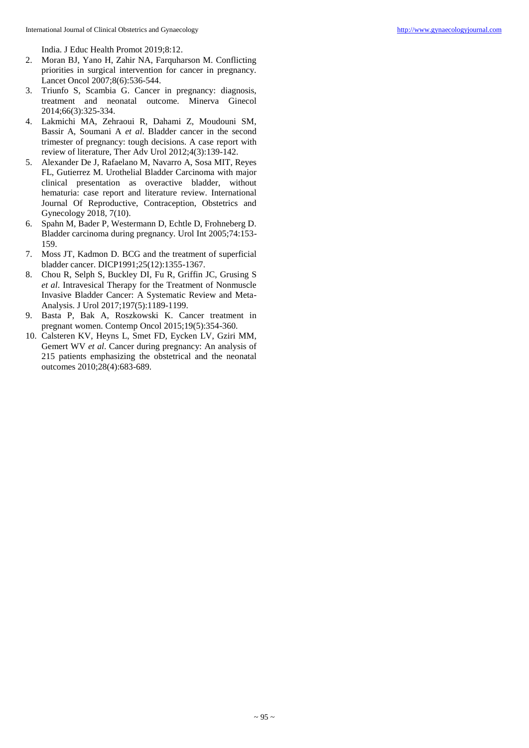India. J Educ Health Promot 2019;8:12.

2. Moran BJ, Yano H, Zahir NA, Farquharson M. Conflicting priorities in surgical intervention for cancer in pregnancy. Lancet Oncol 2007;8(6):536-544.
3. Triunfo S, Scambia G. Cancer in pregnancy: diagnosis, treatment and neonatal outcome. Minerva Ginecol 2014;66(3):325-334.
4. Lakmichi MA, Zehraoui R, Dahami Z, Moudouni SM, Bassir A, Soumani A *et al*. Bladder cancer in the second trimester of pregnancy: tough decisions. A case report with review of literature, Ther Adv Urol 2012;4(3):139-142.
5. Alexander De J, Rafaelano M, Navarro A, Sosa MIT, Reyes FL, Gutierrez M. Urothelial Bladder Carcinoma with major clinical presentation as overactive bladder, without hematuria: case report and literature review. International Journal Of Reproductive, Contraception, Obstetrics and Gynecology 2018, 7(10).
6. Spahn M, Bader P, Westermann D, Echtle D, Frohneberg D. Bladder carcinoma during pregnancy. Urol Int 2005;74:153-159.
7. Moss JT, Kadmon D. BCG and the treatment of superficial bladder cancer. DICP1991;25(12):1355-1367.
8. Chou R, Selph S, Buckley DI, Fu R, Griffin JC, Grusing S *et al*. Intravesical Therapy for the Treatment of Nonmuscle Invasive Bladder Cancer: A Systematic Review and Meta-Analysis. J Urol 2017;197(5):1189-1199.
9. Basta P, Bak A, Roszkowski K. Cancer treatment in pregnant women. Contemp Oncol 2015;19(5):354-360.
10. Calsteren KV, Heyns L, Smet FD, Eycken LV, Gziri MM, Gemert WV *et al*. Cancer during pregnancy: An analysis of 215 patients emphasizing the obstetrical and the neonatal outcomes 2010;28(4):683-689.